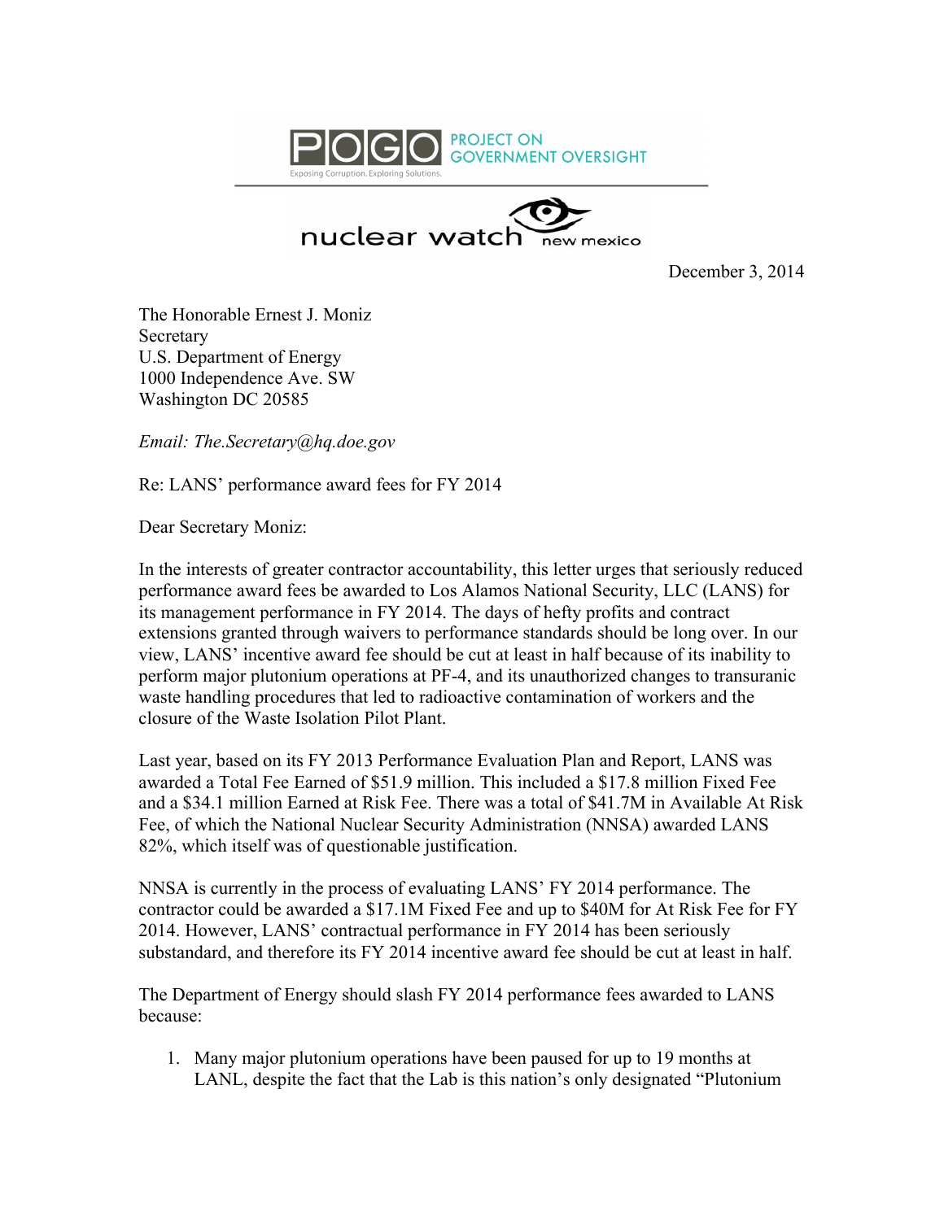POGO PROJECT ON GOVERNMENT OVERSIGHT

Exposing Corruption. Exploring Solutions.

nuclear watch new mexico

December 3, 2014

The Honorable Ernest J. Moniz
Secretary
U.S. Department of Energy
1000 Independence Ave. SW
Washington DC 20585

*Email: The.Secretary@hq.doe.gov*

Re: LANS' performance award fees for FY 2014

Dear Secretary Moniz:

In the interests of greater contractor accountability, this letter urges that seriously reduced performance award fees be awarded to Los Alamos National Security, LLC (LANS) for its management performance in FY 2014. The days of hefty profits and contract extensions granted through waivers to performance standards should be long over. In our view, LANS' incentive award fee should be cut at least in half because of its inability to perform major plutonium operations at PF-4, and its unauthorized changes to transuranic waste handling procedures that led to radioactive contamination of workers and the closure of the Waste Isolation Pilot Plant.

Last year, based on its FY 2013 Performance Evaluation Plan and Report, LANS was awarded a Total Fee Earned of $51.9 million. This included a $17.8 million Fixed Fee and a $34.1 million Earned at Risk Fee. There was a total of $41.7M in Available At Risk Fee, of which the National Nuclear Security Administration (NNSA) awarded LANS 82%, which itself was of questionable justification.

NNSA is currently in the process of evaluating LANS' FY 2014 performance. The contractor could be awarded a $17.1M Fixed Fee and up to $40M for At Risk Fee for FY 2014. However, LANS' contractual performance in FY 2014 has been seriously substandard, and therefore its FY 2014 incentive award fee should be cut at least in half.

The Department of Energy should slash FY 2014 performance fees awarded to LANS because:

1. Many major plutonium operations have been paused for up to 19 months at LANL, despite the fact that the Lab is this nation's only designated "Plutonium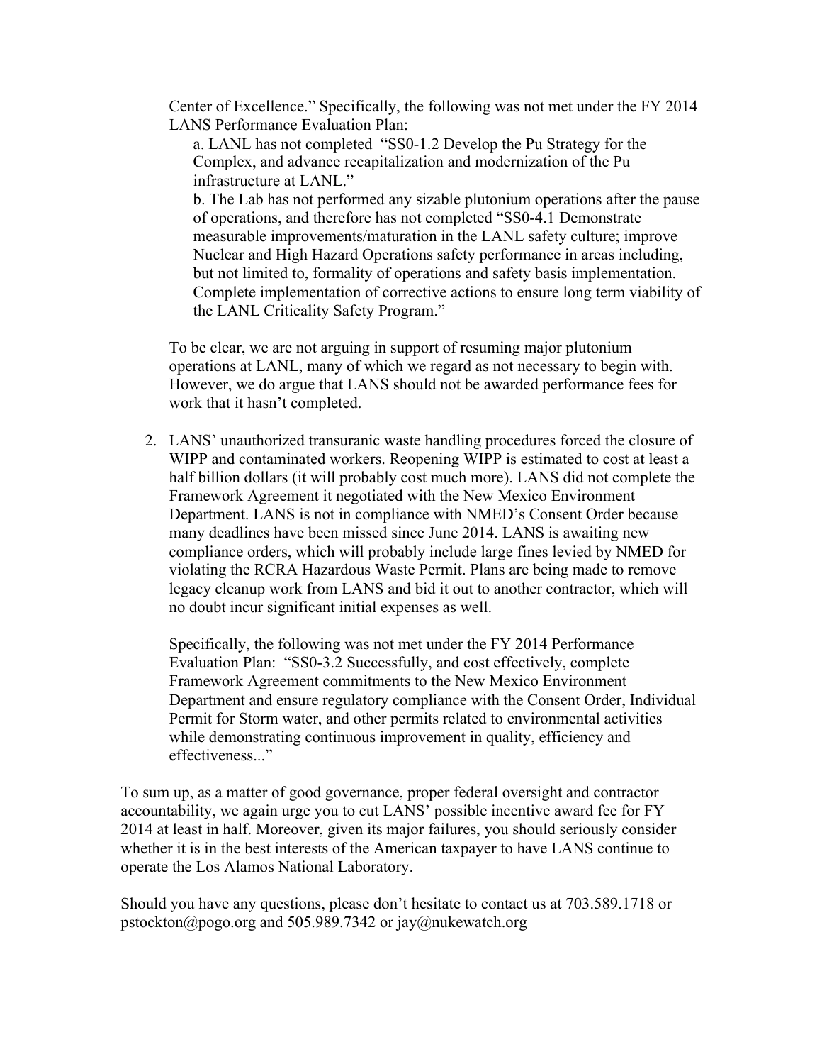Center of Excellence." Specifically, the following was not met under the FY 2014 LANS Performance Evaluation Plan:

a. LANL has not completed "SS0-1.2 Develop the Pu Strategy for the Complex, and advance recapitalization and modernization of the Pu infrastructure at LANL."

b. The Lab has not performed any sizable plutonium operations after the pause of operations, and therefore has not completed "SS0-4.1 Demonstrate measurable improvements/maturation in the LANL safety culture; improve Nuclear and High Hazard Operations safety performance in areas including, but not limited to, formality of operations and safety basis implementation. Complete implementation of corrective actions to ensure long term viability of the LANL Criticality Safety Program."

To be clear, we are not arguing in support of resuming major plutonium operations at LANL, many of which we regard as not necessary to begin with. However, we do argue that LANS should not be awarded performance fees for work that it hasn't completed.

2. LANS' unauthorized transuranic waste handling procedures forced the closure of WIPP and contaminated workers. Reopening WIPP is estimated to cost at least a half billion dollars (it will probably cost much more). LANS did not complete the Framework Agreement it negotiated with the New Mexico Environment Department. LANS is not in compliance with NMED's Consent Order because many deadlines have been missed since June 2014. LANS is awaiting new compliance orders, which will probably include large fines levied by NMED for violating the RCRA Hazardous Waste Permit. Plans are being made to remove legacy cleanup work from LANS and bid it out to another contractor, which will no doubt incur significant initial expenses as well.

   Specifically, the following was not met under the FY 2014 Performance Evaluation Plan: "SS0-3.2 Successfully, and cost effectively, complete Framework Agreement commitments to the New Mexico Environment Department and ensure regulatory compliance with the Consent Order, Individual Permit for Storm water, and other permits related to environmental activities while demonstrating continuous improvement in quality, efficiency and effectiveness..."

To sum up, as a matter of good governance, proper federal oversight and contractor accountability, we again urge you to cut LANS' possible incentive award fee for FY 2014 at least in half. Moreover, given its major failures, you should seriously consider whether it is in the best interests of the American taxpayer to have LANS continue to operate the Los Alamos National Laboratory.

Should you have any questions, please don't hesitate to contact us at 703.589.1718 or pstockton@pogo.org and 505.989.7342 or jay@nukewatch.org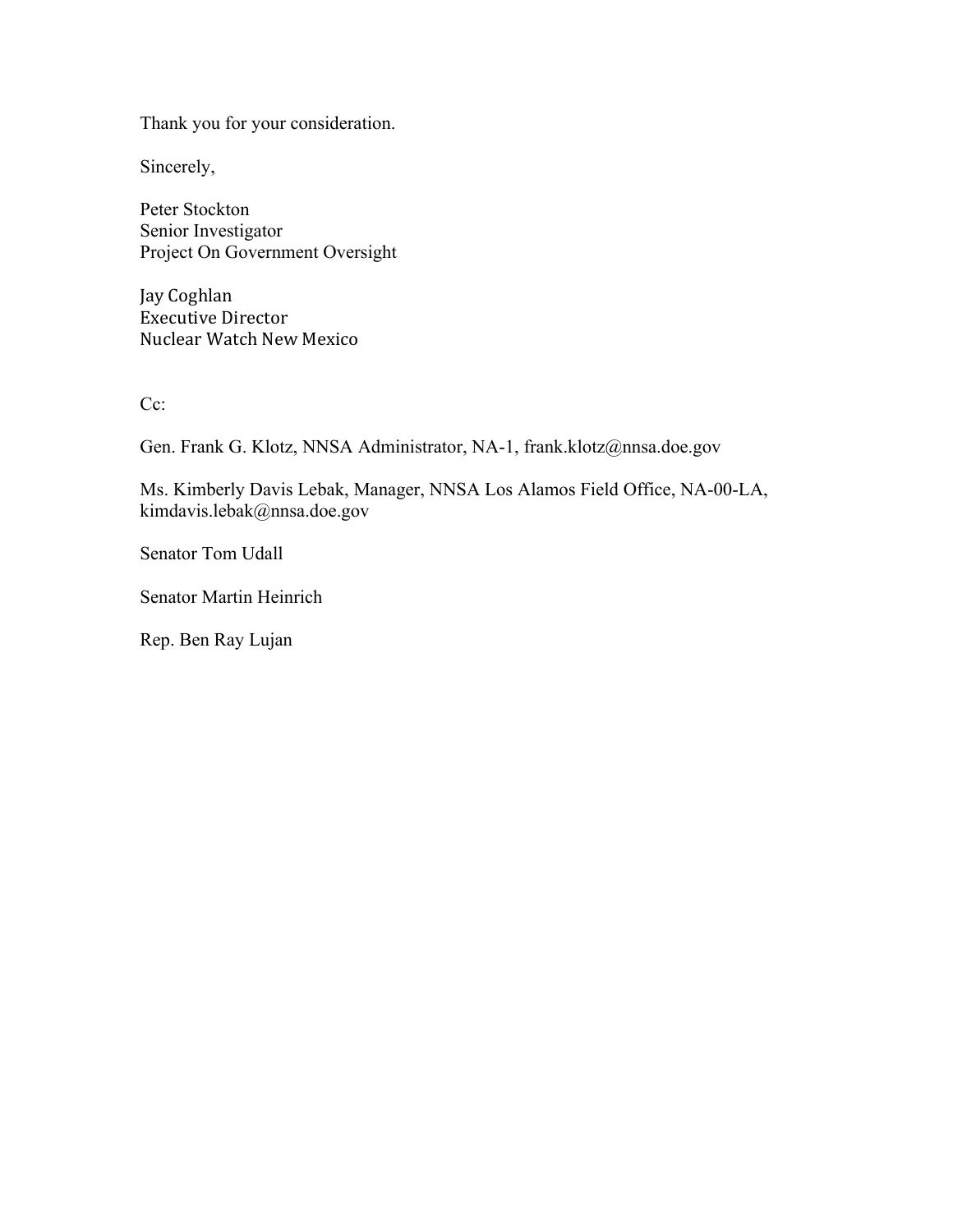Thank you for your consideration.

Sincerely,

Peter Stockton
Senior Investigator
Project On Government Oversight

Jay Coghlan
Executive Director
Nuclear Watch New Mexico

Cc:

Gen. Frank G. Klotz, NNSA Administrator, NA-1, frank.klotz@nnsa.doe.gov

Ms. Kimberly Davis Lebak, Manager, NNSA Los Alamos Field Office, NA-00-LA, kimdavis.lebak@nnsa.doe.gov

Senator Tom Udall

Senator Martin Heinrich

Rep. Ben Ray Lujan